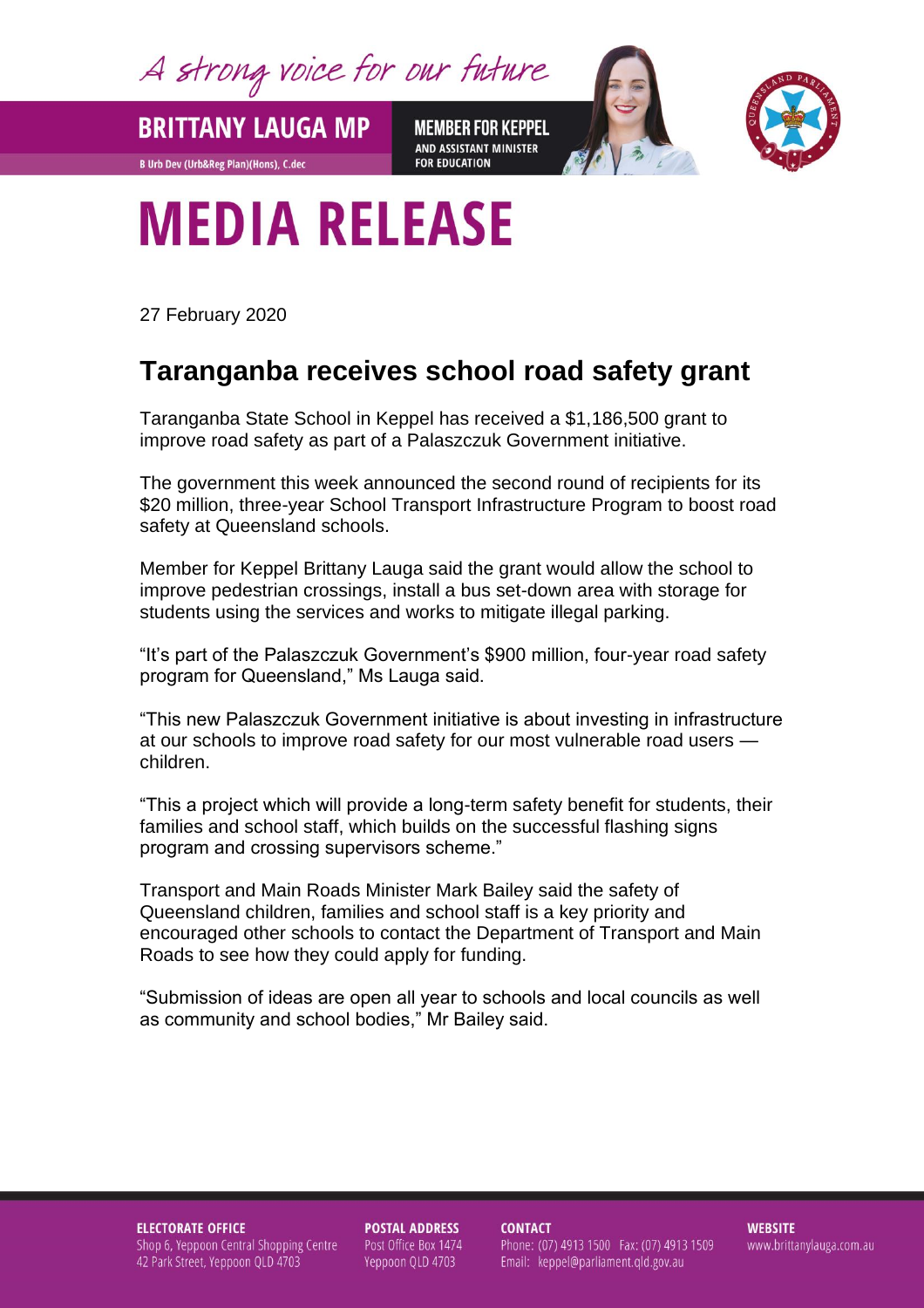A strong voice for our future

**BRITTANY LAUGA MP**

B Urb Dev (Urb&Reg Plan)(Hons), C.dec

**MEMBER FOR KEPPEL**
AND ASSISTANT MINISTER FOR EDUCATION

# MEDIA RELEASE

27 February 2020

## Taranganba receives school road safety grant

Taranganba State School in Keppel has received a $1,186,500 grant to improve road safety as part of a Palaszczuk Government initiative.

The government this week announced the second round of recipients for its $20 million, three-year School Transport Infrastructure Program to boost road safety at Queensland schools.

Member for Keppel Brittany Lauga said the grant would allow the school to improve pedestrian crossings, install a bus set-down area with storage for students using the services and works to mitigate illegal parking.

"It's part of the Palaszczuk Government's $900 million, four-year road safety program for Queensland," Ms Lauga said.

"This new Palaszczuk Government initiative is about investing in infrastructure at our schools to improve road safety for our most vulnerable road users — children.

"This a project which will provide a long-term safety benefit for students, their families and school staff, which builds on the successful flashing signs program and crossing supervisors scheme."

Transport and Main Roads Minister Mark Bailey said the safety of Queensland children, families and school staff is a key priority and encouraged other schools to contact the Department of Transport and Main Roads to see how they could apply for funding.

"Submission of ideas are open all year to schools and local councils as well as community and school bodies," Mr Bailey said.

**ELECTORATE OFFICE**
Shop 6, Yeppoon Central Shopping Centre
42 Park Street, Yeppoon QLD 4703

**POSTAL ADDRESS**
Post Office Box 1474
Yeppoon QLD 4703

**CONTACT**
Phone: (07) 4913 1500 Fax: (07) 4913 1509
Email: keppel@parliament.qld.gov.au

**WEBSITE**
www.brittanylauga.com.au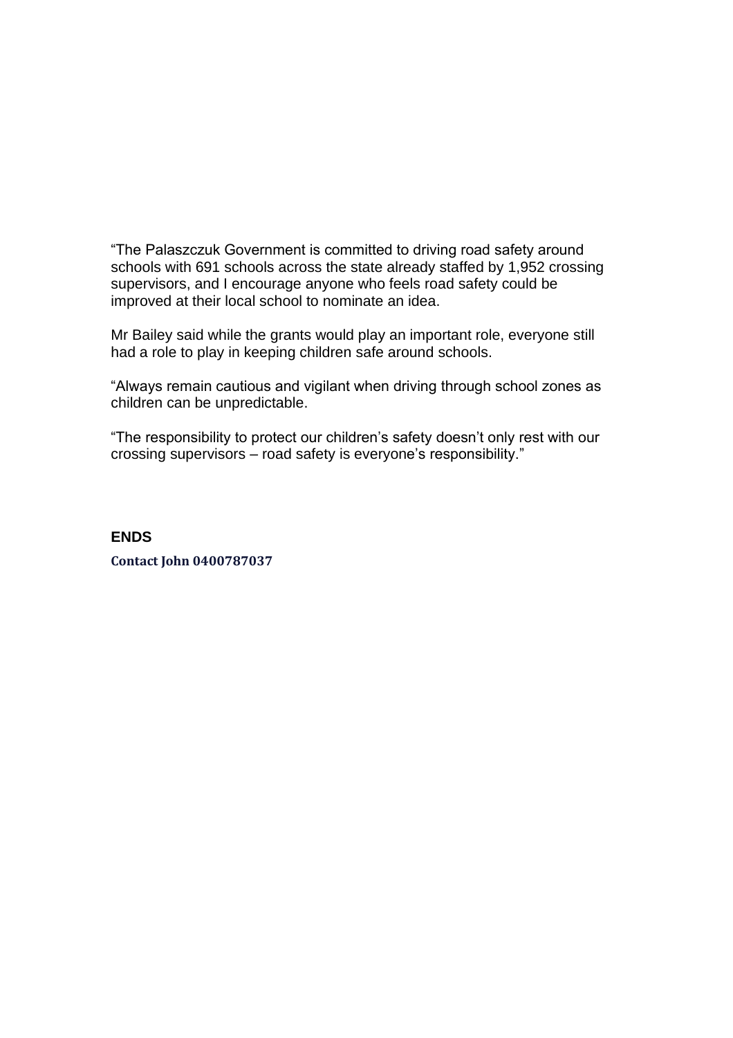“The Palaszczuk Government is committed to driving road safety around schools with 691 schools across the state already staffed by 1,952 crossing supervisors, and I encourage anyone who feels road safety could be improved at their local school to nominate an idea.

Mr Bailey said while the grants would play an important role, everyone still had a role to play in keeping children safe around schools.

“Always remain cautious and vigilant when driving through school zones as children can be unpredictable.

“The responsibility to protect our children’s safety doesn’t only rest with our crossing supervisors – road safety is everyone’s responsibility.”

**ENDS**

**Contact John 0400787037**